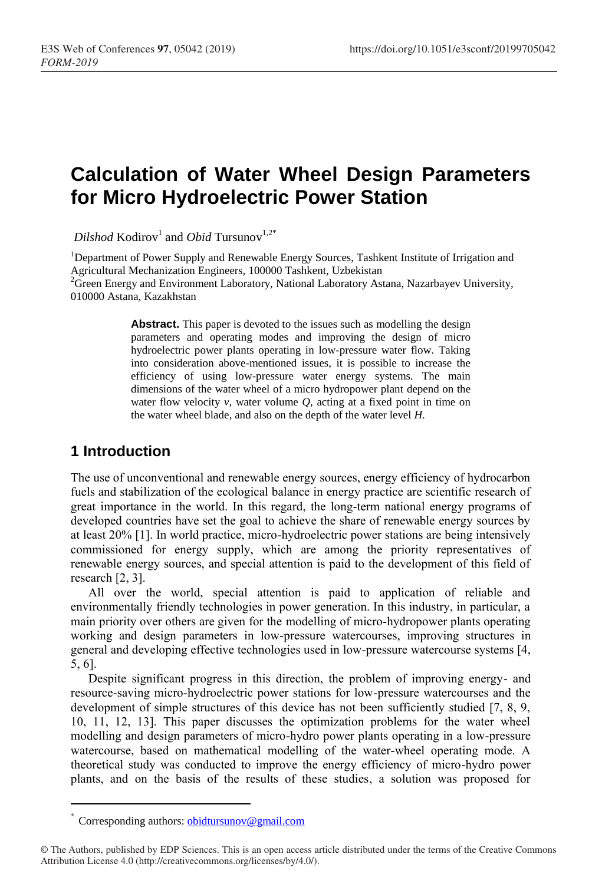# Calculation of Water Wheel Design Parameters for Micro Hydroelectric Power Station

*Dilshod* Kodirov[1] and *Obid* Tursunov[1,2*]

[1]Department of Power Supply and Renewable Energy Sources, Tashkent Institute of Irrigation and Agricultural Mechanization Engineers, 100000 Tashkent, Uzbekistan

[2]Green Energy and Environment Laboratory, National Laboratory Astana, Nazarbayev University, 010000 Astana, Kazakhstan

**Abstract.** This paper is devoted to the issues such as modelling the design parameters and operating modes and improving the design of micro hydroelectric power plants operating in low-pressure water flow. Taking into consideration above-mentioned issues, it is possible to increase the efficiency of using low-pressure water energy systems. The main dimensions of the water wheel of a micro hydropower plant depend on the water flow velocity $v$, water volume $Q$, acting at a fixed point in time on the water wheel blade, and also on the depth of the water level $H$.

## 1 Introduction

The use of unconventional and renewable energy sources, energy efficiency of hydrocarbon fuels and stabilization of the ecological balance in energy practice are scientific research of great importance in the world. In this regard, the long-term national energy programs of developed countries have set the goal to achieve the share of renewable energy sources by at least 20% [1]. In world practice, micro-hydroelectric power stations are being intensively commissioned for energy supply, which are among the priority representatives of renewable energy sources, and special attention is paid to the development of this field of research [2, 3].

All over the world, special attention is paid to application of reliable and environmentally friendly technologies in power generation. In this industry, in particular, a main priority over others are given for the modelling of micro-hydropower plants operating working and design parameters in low-pressure watercourses, improving structures in general and developing effective technologies used in low-pressure watercourse systems [4, 5, 6].

Despite significant progress in this direction, the problem of improving energy- and resource-saving micro-hydroelectric power stations for low-pressure watercourses and the development of simple structures of this device has not been sufficiently studied [7, 8, 9, 10, 11, 12, 13]. This paper discusses the optimization problems for the water wheel modelling and design parameters of micro-hydro power plants operating in a low-pressure watercourse, based on mathematical modelling of the water-wheel operating mode. A theoretical study was conducted to improve the energy efficiency of micro-hydro power plants, and on the basis of the results of these studies, a solution was proposed for

* Corresponding authors: obidtursunov@gmail.com

© The Authors, published by EDP Sciences. This is an open access article distributed under the terms of the Creative Commons Attribution License 4.0 (http://creativecommons.org/licenses/by/4.0/).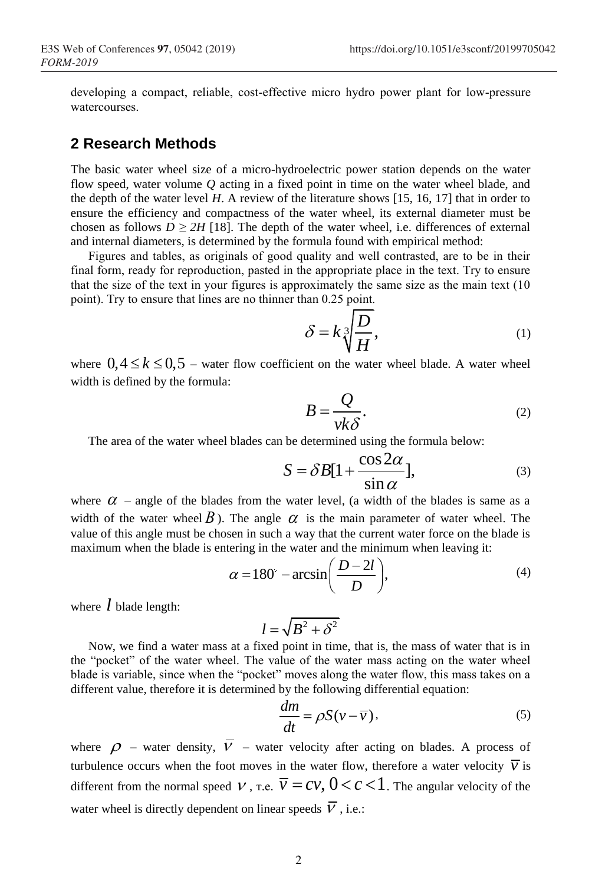developing a compact, reliable, cost-effective micro hydro power plant for low-pressure watercourses.

## 2 Research Methods

The basic water wheel size of a micro-hydroelectric power station depends on the water flow speed, water volume $Q$ acting in a fixed point in time on the water wheel blade, and the depth of the water level $H$. A review of the literature shows [15, 16, 17] that in order to ensure the efficiency and compactness of the water wheel, its external diameter must be chosen as follows $D \geq 2H$ [18]. The depth of the water wheel, i.e. differences of external and internal diameters, is determined by the formula found with empirical method:

Figures and tables, as originals of good quality and well contrasted, are to be in their final form, ready for reproduction, pasted in the appropriate place in the text. Try to ensure that the size of the text in your figures is approximately the same size as the main text (10 point). Try to ensure that lines are no thinner than 0.25 point.

$$\delta = k\sqrt[3]{\frac{D}{H}}, \tag{1}$$

where $0,4 \leq k \leq 0,5$ – water flow coefficient on the water wheel blade. A water wheel width is defined by the formula:

$$B = \frac{Q}{vk\delta}. \tag{2}$$

The area of the water wheel blades can be determined using the formula below:

$$S = \delta B[1 + \frac{\cos 2\alpha}{\sin \alpha}], \tag{3}$$

where $\alpha$ – angle of the blades from the water level, (a width of the blades is same as a width of the water wheel $B$). The angle $\alpha$ is the main parameter of water wheel. The value of this angle must be chosen in such a way that the current water force on the blade is maximum when the blade is entering in the water and the minimum when leaving it:

$$\alpha = 180^{\circ} - \arcsin\left(\frac{D - 2l}{D}\right), \tag{4}$$

where $l$ blade length:

$$l = \sqrt{B^2 + \delta^2}$$

Now, we find a water mass at a fixed point in time, that is, the mass of water that is in the "pocket" of the water wheel. The value of the water mass acting on the water wheel blade is variable, since when the "pocket" moves along the water flow, this mass takes on a different value, therefore it is determined by the following differential equation:

$$\frac{dm}{dt} = \rho S(v - \overline{v}), \tag{5}$$

where $\rho$ – water density, $\overline{v}$ – water velocity after acting on blades. A process of turbulence occurs when the foot moves in the water flow, therefore a water velocity $\overline{v}$ is different from the normal speed $v$, т.е. $\overline{v} = cv,\ 0 < c < 1$. The angular velocity of the water wheel is directly dependent on linear speeds $\overline{v}$, i.e.: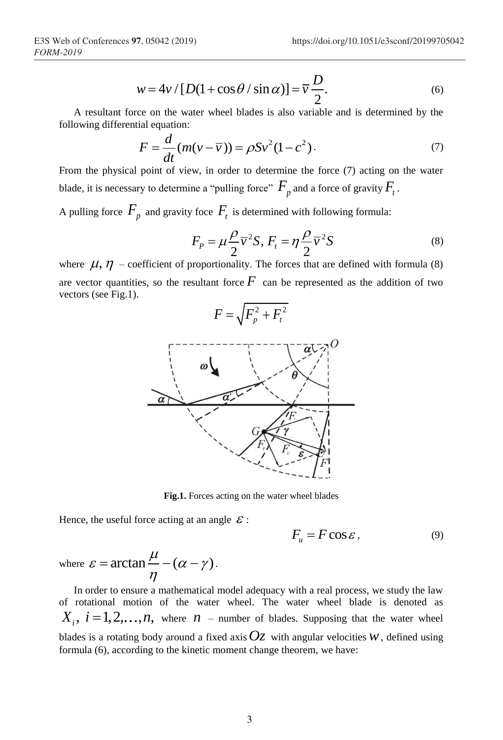$$w = 4v / [D(1 + \cos\theta / \sin\alpha)] = \overline{v}\frac{D}{2}. \tag{6}$$

A resultant force on the water wheel blades is also variable and is determined by the following differential equation:

$$F = \frac{d}{dt}(m(v - \overline{v})) = \rho S v^2 (1 - c^2). \tag{7}$$

From the physical point of view, in order to determine the force (7) acting on the water blade, it is necessary to determine a "pulling force" $F_p$ and a force of gravity $F_t$.

A pulling force $F_p$ and gravity foce $F_t$ is determined with following formula:

$$F_P = \mu\frac{\rho}{2}\overline{v}^2 S,\ F_t = \eta\frac{\rho}{2}\overline{v}^2 S \tag{8}$$

where $\mu, \eta$ – coefficient of proportionality. The forces that are defined with formula (8) are vector quantities, so the resultant force $F$ can be represented as the addition of two vectors (see Fig.1).

$$F = \sqrt{F_p^2 + F_t^2}$$

**Fig.1.** Forces acting on the water wheel blades

Hence, the useful force acting at an angle $\varepsilon$ :

$$F_u = F\cos\varepsilon, \tag{9}$$

where $\varepsilon = \arctan\frac{\mu}{\eta} - (\alpha - \gamma)$.

In order to ensure a mathematical model adequacy with a real process, we study the law of rotational motion of the water wheel. The water wheel blade is denoted as $X_i,\ i = 1, 2, \ldots, n,$ where $n$ – number of blades. Supposing that the water wheel blades is a rotating body around a fixed axis $Oz$ with angular velocities $w$, defined using formula (6), according to the kinetic moment change theorem, we have: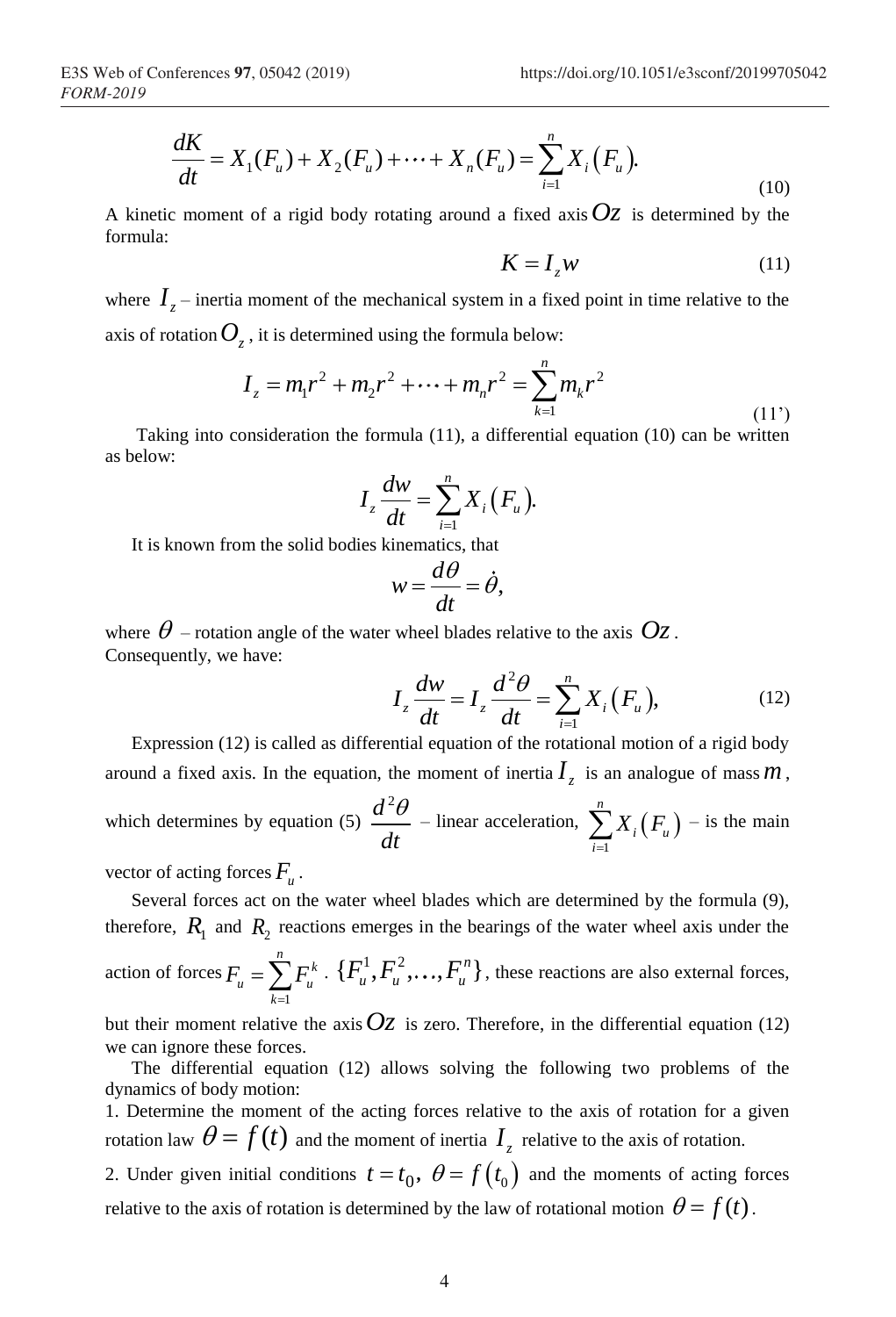$$\frac{dK}{dt} = X_1(F_u) + X_2(F_u) + \cdots + X_n(F_u) = \sum_{i=1}^{n} X_i(F_u). \tag{10}$$

A kinetic moment of a rigid body rotating around a fixed axis $Oz$ is determined by the formula:

$$K = I_z w \tag{11}$$

where $I_z$ – inertia moment of the mechanical system in a fixed point in time relative to the axis of rotation $O_z$, it is determined using the formula below:

$$I_z = m_1 r^2 + m_2 r^2 + \cdots + m_n r^2 = \sum_{k=1}^{n} m_k r^2 \tag{11'}$$

Taking into consideration the formula (11), a differential equation (10) can be written as below:

$$I_z \frac{dw}{dt} = \sum_{i=1}^{n} X_i(F_u).$$

It is known from the solid bodies kinematics, that

$$w = \frac{d\theta}{dt} = \dot{\theta},$$

where $\theta$ – rotation angle of the water wheel blades relative to the axis $Oz$.
Consequently, we have:

$$I_z \frac{dw}{dt} = I_z \frac{d^2\theta}{dt} = \sum_{i=1}^{n} X_i(F_u), \tag{12}$$

Expression (12) is called as differential equation of the rotational motion of a rigid body around a fixed axis. In the equation, the moment of inertia $I_z$ is an analogue of mass $m$, which determines by equation (5) $\frac{d^2\theta}{dt}$ – linear acceleration, $\sum_{i=1}^{n} X_i(F_u)$ – is the main vector of acting forces $F_u$.

Several forces act on the water wheel blades which are determined by the formula (9), therefore, $R_1$ and $R_2$ reactions emerges in the bearings of the water wheel axis under the action of forces $F_u = \sum_{k=1}^{n} F_u^k$. $\{F_u^1, F_u^2, \ldots, F_u^n\}$, these reactions are also external forces, but their moment relative the axis $Oz$ is zero. Therefore, in the differential equation (12) we can ignore these forces.

The differential equation (12) allows solving the following two problems of the dynamics of body motion:

1. Determine the moment of the acting forces relative to the axis of rotation for a given rotation law $\theta = f(t)$ and the moment of inertia $I_z$ relative to the axis of rotation.
2. Under given initial conditions $t = t_0,\ \theta = f(t_0)$ and the moments of acting forces relative to the axis of rotation is determined by the law of rotational motion $\theta = f(t)$.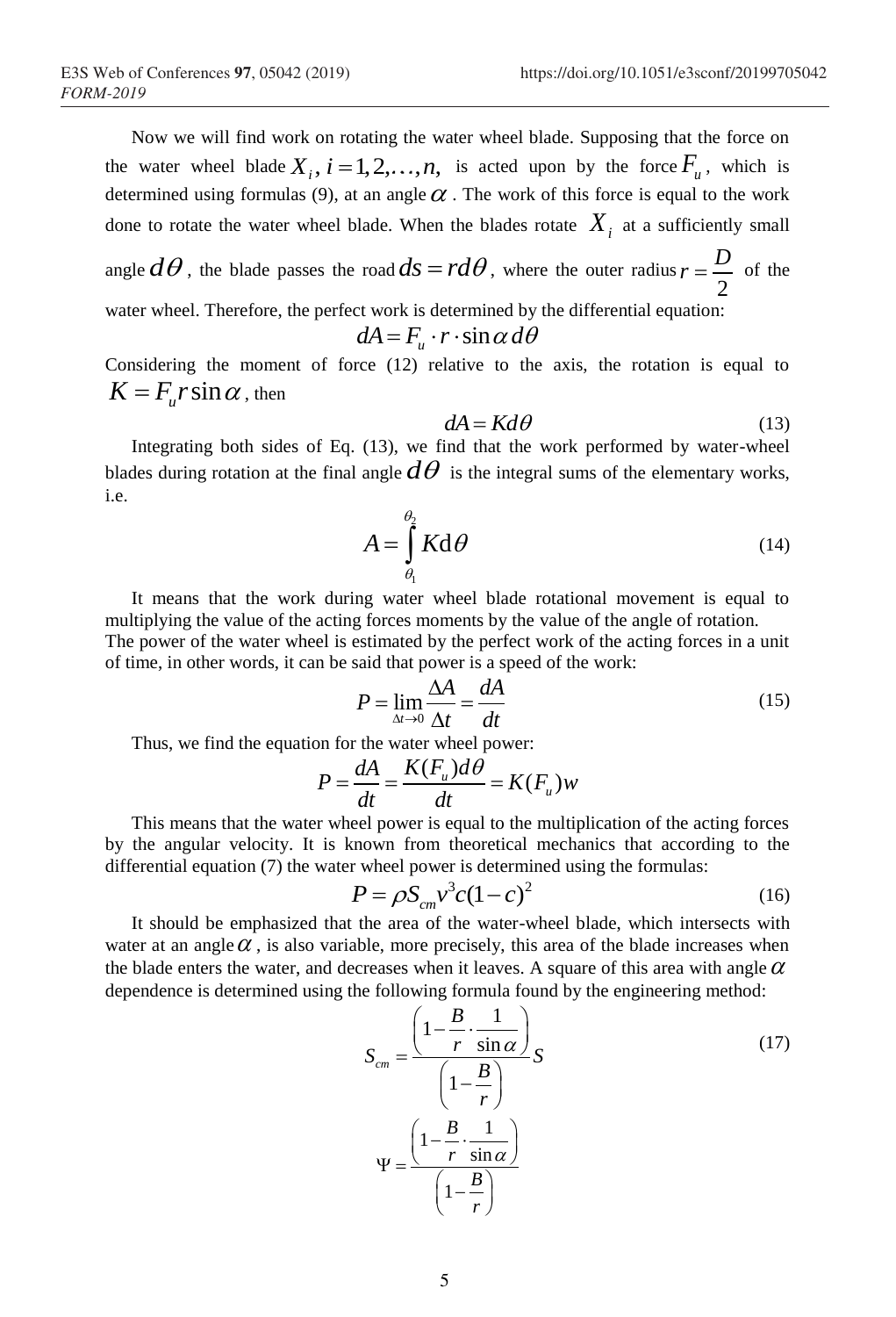Now we will find work on rotating the water wheel blade. Supposing that the force on the water wheel blade $X_i,\ i=1,2,\ldots,n,$ is acted upon by the force $F_u$, which is determined using formulas (9), at an angle $\alpha$. The work of this force is equal to the work done to rotate the water wheel blade. When the blades rotate $X_i$ at a sufficiently small angle $d\theta$, the blade passes the road $ds = rd\theta$, where the outer radius $r = \frac{D}{2}$ of the water wheel. Therefore, the perfect work is determined by the differential equation:

$$dA = F_u \cdot r \cdot \sin\alpha \, d\theta$$

Considering the moment of force (12) relative to the axis, the rotation is equal to $K = F_u r \sin\alpha$, then

$$dA = Kd\theta \tag{13}$$

Integrating both sides of Eq. (13), we find that the work performed by water-wheel blades during rotation at the final angle $d\theta$ is the integral sums of the elementary works, i.e.

$$A = \int_{\theta_1}^{\theta_2} K \mathrm{d}\theta \tag{14}$$

It means that the work during water wheel blade rotational movement is equal to multiplying the value of the acting forces moments by the value of the angle of rotation.
The power of the water wheel is estimated by the perfect work of the acting forces in a unit of time, in other words, it can be said that power is a speed of the work:

$$P = \lim_{\Delta t \to 0} \frac{\Delta A}{\Delta t} = \frac{dA}{dt} \tag{15}$$

Thus, we find the equation for the water wheel power:

$$P = \frac{dA}{dt} = \frac{K(F_u)d\theta}{dt} = K(F_u)w$$

This means that the water wheel power is equal to the multiplication of the acting forces by the angular velocity. It is known from theoretical mechanics that according to the differential equation (7) the water wheel power is determined using the formulas:

$$P = \rho S_{cm} v^3 c(1-c)^2 \tag{16}$$

It should be emphasized that the area of the water-wheel blade, which intersects with water at an angle $\alpha$, is also variable, more precisely, this area of the blade increases when the blade enters the water, and decreases when it leaves. A square of this area with angle $\alpha$ dependence is determined using the following formula found by the engineering method:

$$S_{cm} = \frac{\left(1 - \frac{B}{r} \cdot \frac{1}{\sin\alpha}\right)}{\left(1 - \frac{B}{r}\right)} S \tag{17}$$

$$\Psi = \frac{\left(1 - \frac{B}{r} \cdot \frac{1}{\sin\alpha}\right)}{\left(1 - \frac{B}{r}\right)}$$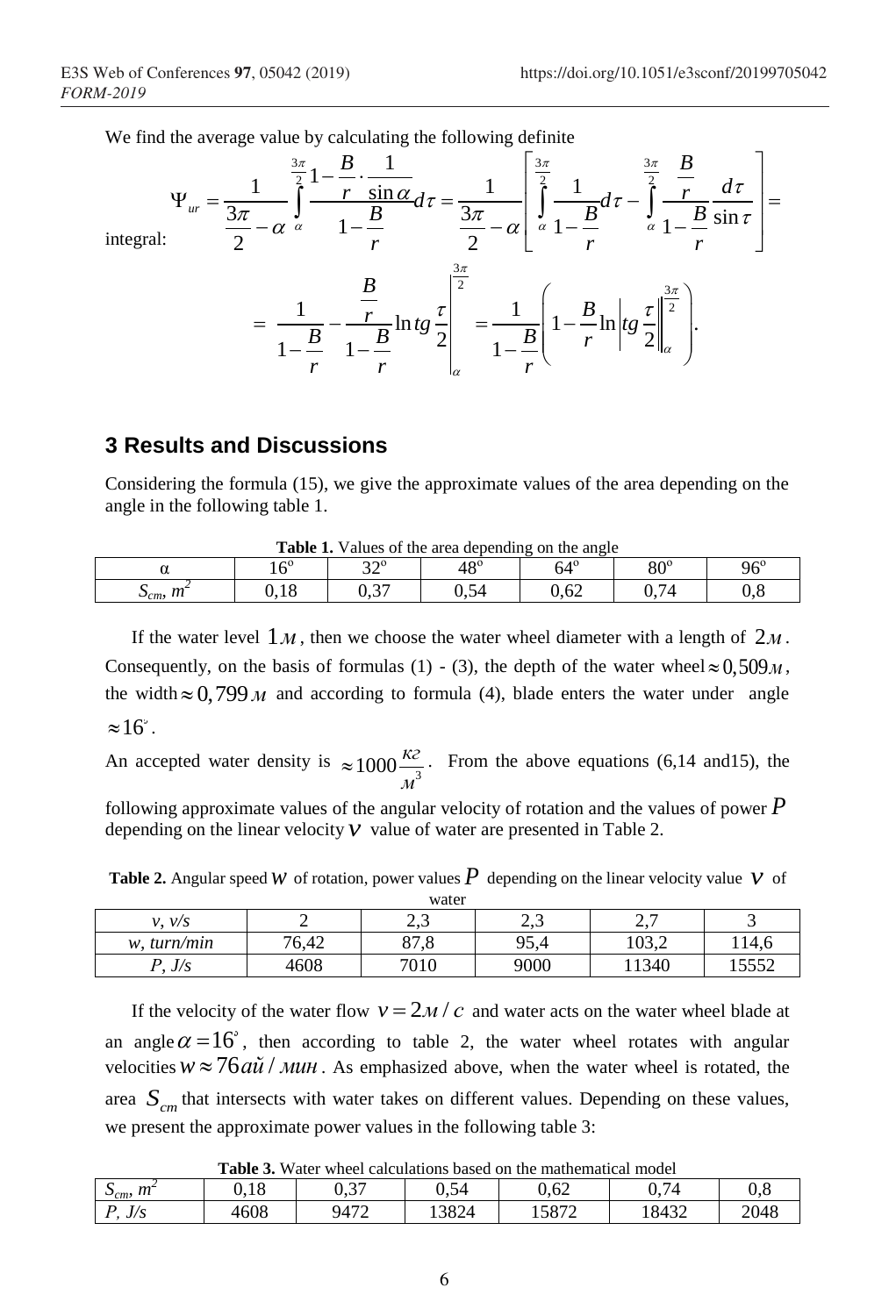We find the average value by calculating the following definite integral:

$$\Psi_{ur} = \frac{1}{\frac{3\pi}{2} - \alpha} \int_{\alpha}^{\frac{3\pi}{2}} \frac{1 - \frac{B}{r} \cdot \frac{1}{\sin\alpha}}{1 - \frac{B}{r}} d\tau = \frac{1}{\frac{3\pi}{2} - \alpha} \left[ \int_{\alpha}^{\frac{3\pi}{2}} \frac{1}{1 - \frac{B}{r}} d\tau - \int_{\alpha}^{\frac{3\pi}{2}} \frac{\frac{B}{r}}{1 - \frac{B}{r}} \frac{d\tau}{\sin\tau} \right] =$$

$$= \frac{1}{1 - \frac{B}{r}} - \frac{\frac{B}{r}}{1 - \frac{B}{r}} \ln tg \frac{\tau}{2} \Bigg|_{\alpha}^{\frac{3\pi}{2}} = \frac{1}{1 - \frac{B}{r}} \left( 1 - \frac{B}{r} \ln \left| tg \frac{\tau}{2} \right| \Bigg|_{\alpha}^{\frac{3\pi}{2}} \right).$$

## 3 Results and Discussions

Considering the formula (15), we give the approximate values of the area depending on the angle in the following table 1.

**Table 1.** Values of the area depending on the angle

| α | 16° | 32° | 48° | 64° | 80° | 96° |
|---|---|---|---|---|---|---|
| $S_{cm}$, $m^2$ | 0,18 | 0,37 | 0,54 | 0,62 | 0,74 | 0,8 |

If the water level $1\text{м}$, then we choose the water wheel diameter with a length of $2\text{м}$. Consequently, on the basis of formulas (1) - (3), the depth of the water wheel $\approx 0{,}509\text{м}$, the width $\approx 0{,}799\text{ м}$ and according to formula (4), blade enters the water under angle $\approx 16^{\circ}$.

An accepted water density is $\approx 1000 \frac{\text{кг}}{\text{м}^3}$. From the above equations (6,14 and15), the following approximate values of the angular velocity of rotation and the values of power $P$ depending on the linear velocity $v$ value of water are presented in Table 2.

**Table 2.** Angular speed $w$ of rotation, power values $P$ depending on the linear velocity value $v$ of water

| $v$, v/s | 2 | 2,3 | 2,3 | 2,7 | 3 |
|---|---|---|---|---|---|
| $w$, turn/min | 76,42 | 87,8 | 95,4 | 103,2 | 114,6 |
| $P$, J/s | 4608 | 7010 | 9000 | 11340 | 15552 |

If the velocity of the water flow $v = 2\text{м}/c$ and water acts on the water wheel blade at an angle $\alpha = 16^{\circ}$, then according to table 2, the water wheel rotates with angular velocities $w \approx 76\text{ай}/\text{мин}$. As emphasized above, when the water wheel is rotated, the area $S_{cm}$ that intersects with water takes on different values. Depending on these values, we present the approximate power values in the following table 3:

**Table 3.** Water wheel calculations based on the mathematical model

| $S_{cm}$, $m^2$ | 0,18 | 0,37 | 0,54 | 0,62 | 0,74 | 0,8 |
|---|---|---|---|---|---|---|
| $P$, J/s | 4608 | 9472 | 13824 | 15872 | 18432 | 2048 |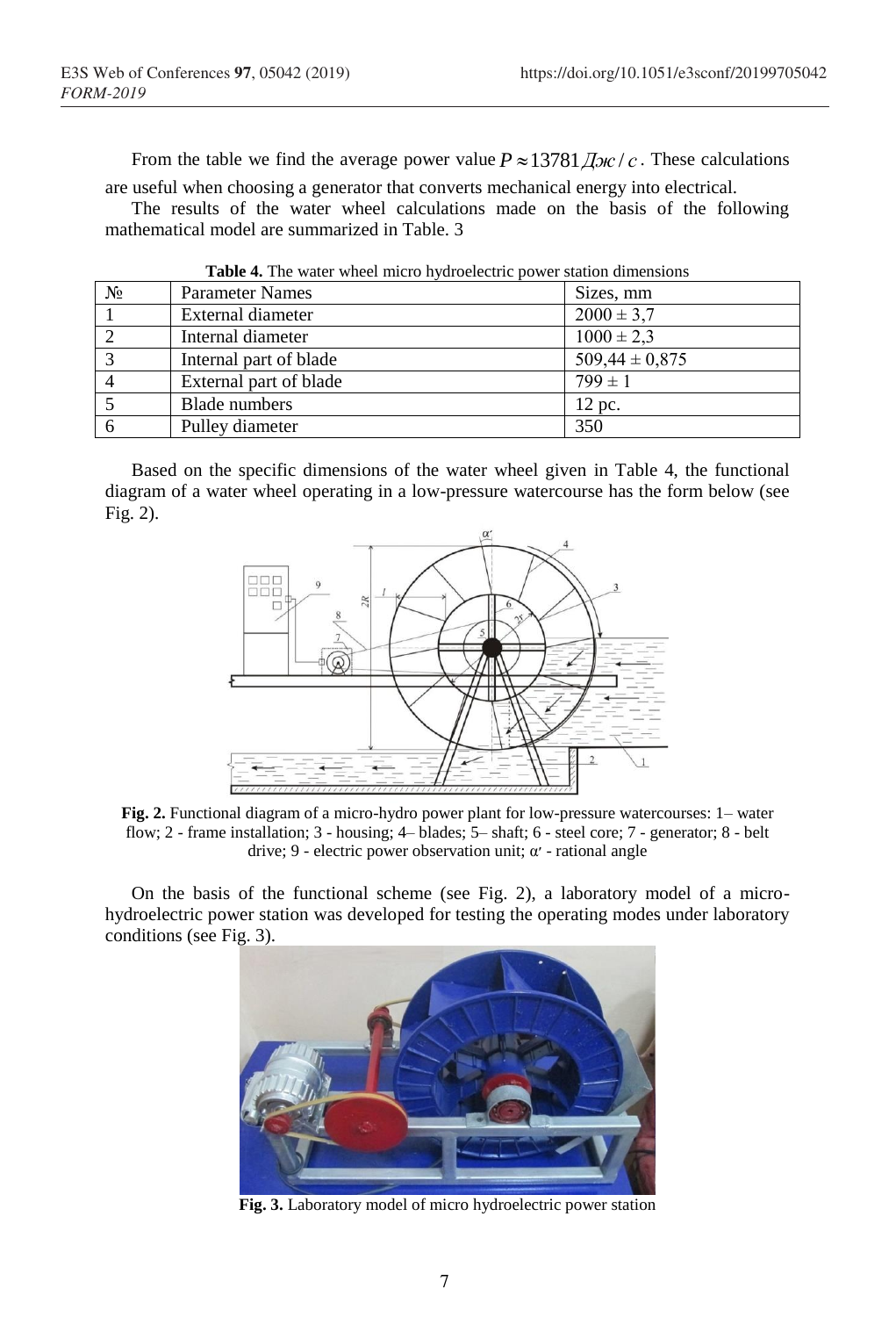From the table we find the average power value $P \approx 13781\,Дж/с$. These calculations are useful when choosing a generator that converts mechanical energy into electrical.

The results of the water wheel calculations made on the basis of the following mathematical model are summarized in Table. 3

**Table 4.** The water wheel micro hydroelectric power station dimensions

| № | Parameter Names | Sizes, mm |
|---|---|---|
| 1 | External diameter | $2000 \pm 3{,}7$ |
| 2 | Internal diameter | $1000 \pm 2{,}3$ |
| 3 | Internal part of blade | $509{,}44 \pm 0{,}875$ |
| 4 | External part of blade | $799 \pm 1$ |
| 5 | Blade numbers | 12 pc. |
| 6 | Pulley diameter | 350 |

Based on the specific dimensions of the water wheel given in Table 4, the functional diagram of a water wheel operating in a low-pressure watercourse has the form below (see Fig. 2).

**Fig. 2.** Functional diagram of a micro-hydro power plant for low-pressure watercourses: 1– water flow; 2 - frame installation; 3 - housing; 4– blades; 5– shaft; 6 - steel core; 7 - generator; 8 - belt drive; 9 - electric power observation unit; $\alpha'$ - rational angle

On the basis of the functional scheme (see Fig. 2), a laboratory model of a micro-hydroelectric power station was developed for testing the operating modes under laboratory conditions (see Fig. 3).

**Fig. 3.** Laboratory model of micro hydroelectric power station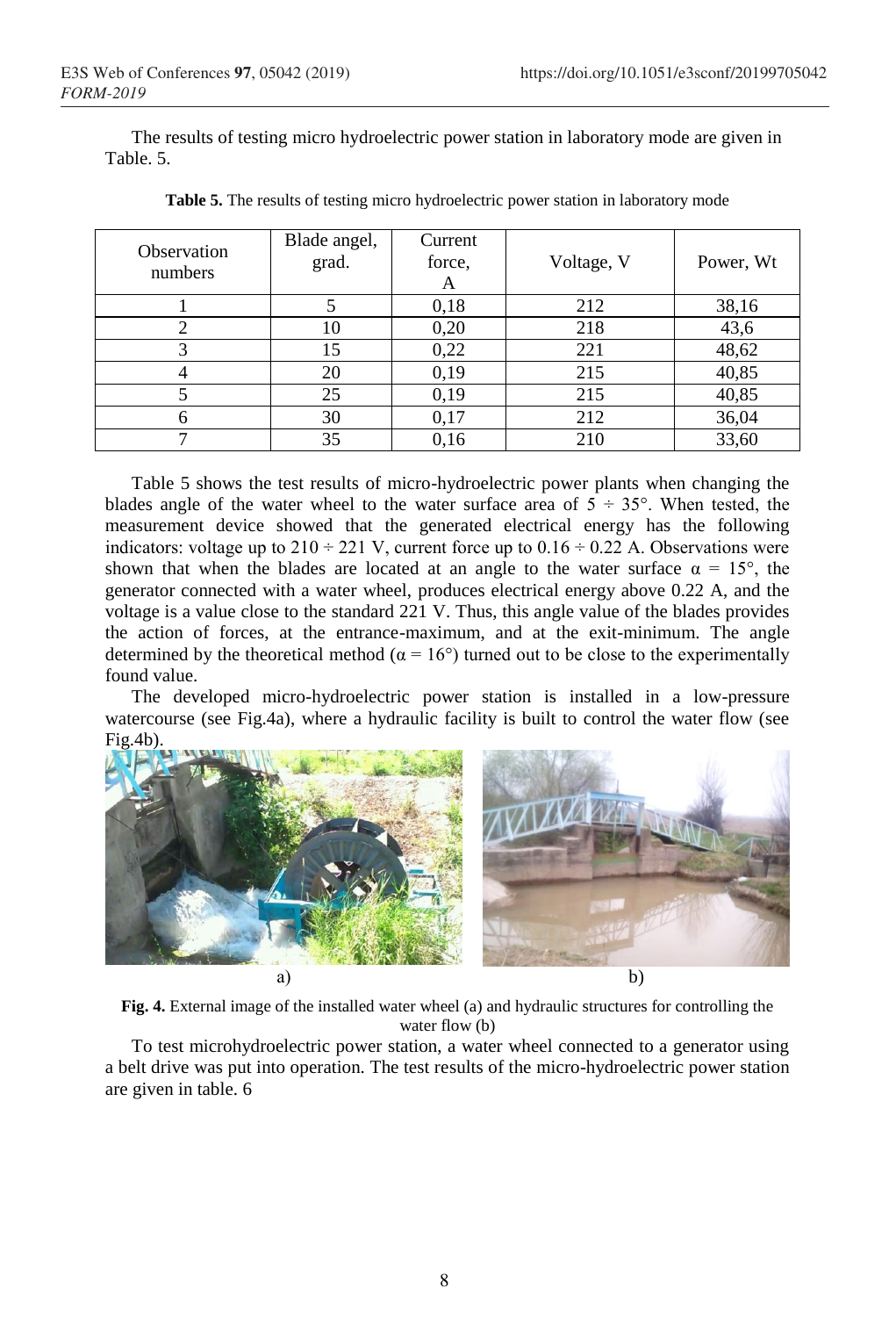The results of testing micro hydroelectric power station in laboratory mode are given in Table. 5.

**Table 5.** The results of testing micro hydroelectric power station in laboratory mode

| Observation numbers | Blade angel, grad. | Current force, A | Voltage, V | Power, Wt |
|---|---|---|---|---|
| 1 | 5 | 0,18 | 212 | 38,16 |
| 2 | 10 | 0,20 | 218 | 43,6 |
| 3 | 15 | 0,22 | 221 | 48,62 |
| 4 | 20 | 0,19 | 215 | 40,85 |
| 5 | 25 | 0,19 | 215 | 40,85 |
| 6 | 30 | 0,17 | 212 | 36,04 |
| 7 | 35 | 0,16 | 210 | 33,60 |

Table 5 shows the test results of micro-hydroelectric power plants when changing the blades angle of the water wheel to the water surface area of $5 \div 35°$. When tested, the measurement device showed that the generated electrical energy has the following indicators: voltage up to $210 \div 221$ V, current force up to $0.16 \div 0.22$ A. Observations were shown that when the blades are located at an angle to the water surface $\alpha = 15°$, the generator connected with a water wheel, produces electrical energy above 0.22 A, and the voltage is a value close to the standard 221 V. Thus, this angle value of the blades provides the action of forces, at the entrance-maximum, and at the exit-minimum. The angle determined by the theoretical method ($\alpha = 16°$) turned out to be close to the experimentally found value.

The developed micro-hydroelectric power station is installed in a low-pressure watercourse (see Fig.4a), where a hydraulic facility is built to control the water flow (see Fig.4b).

a) b)

**Fig. 4.** External image of the installed water wheel (a) and hydraulic structures for controlling the water flow (b)

To test microhydroelectric power station, a water wheel connected to a generator using a belt drive was put into operation. The test results of the micro-hydroelectric power station are given in table. 6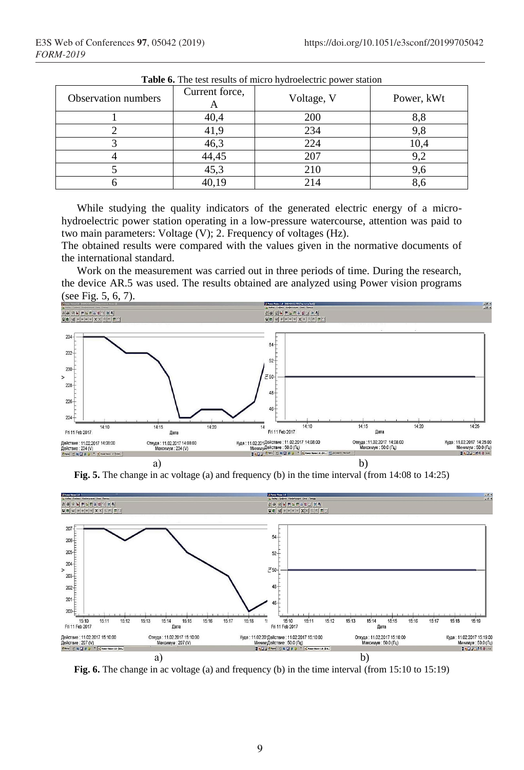**Table 6.** The test results of micro hydroelectric power station

| Observation numbers | Current force, A | Voltage, V | Power, kWt |
|---|---|---|---|
| 1 | 40,4 | 200 | 8,8 |
| 2 | 41,9 | 234 | 9,8 |
| 3 | 46,3 | 224 | 10,4 |
| 4 | 44,45 | 207 | 9,2 |
| 5 | 45,3 | 210 | 9,6 |
| 6 | 40,19 | 214 | 8,6 |

While studying the quality indicators of the generated electric energy of a micro-hydroelectric power station operating in a low-pressure watercourse, attention was paid to two main parameters: Voltage (V); 2. Frequency of voltages (Hz).

The obtained results were compared with the values given in the normative documents of the international standard.

Work on the measurement was carried out in three periods of time. During the research, the device AR.5 was used. The results obtained are analyzed using Power vision programs (see Fig. 5, 6, 7).

**Fig. 5.** The change in ac voltage (a) and frequency (b) in the time interval (from 14:08 to 14:25)

**Fig. 6.** The change in ac voltage (a) and frequency (b) in the time interval (from 15:10 to 15:19)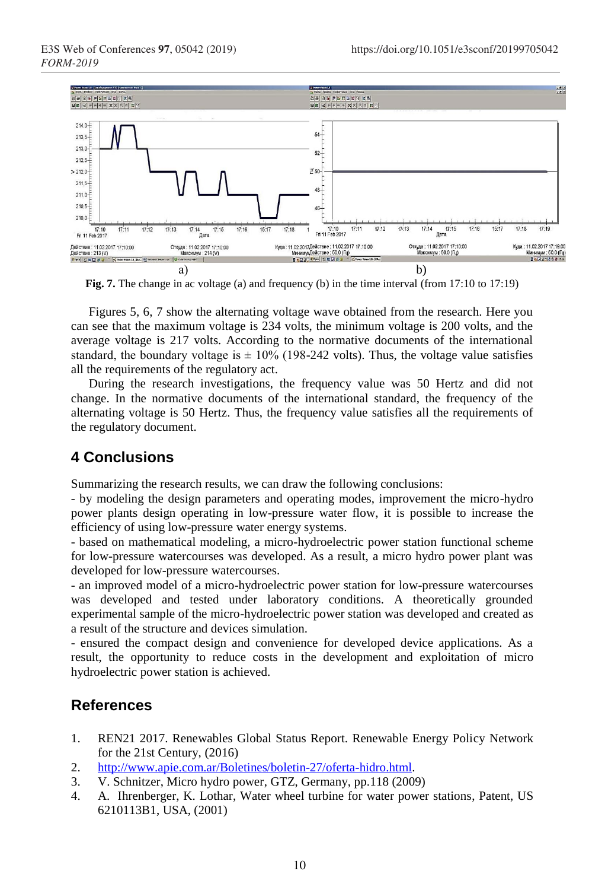Fig. 7. The change in ac voltage (a) and frequency (b) in the time interval (from 17:10 to 17:19)

Figures 5, 6, 7 show the alternating voltage wave obtained from the research. Here you can see that the maximum voltage is 234 volts, the minimum voltage is 200 volts, and the average voltage is 217 volts. According to the normative documents of the international standard, the boundary voltage is ± 10% (198-242 volts). Thus, the voltage value satisfies all the requirements of the regulatory act.

During the research investigations, the frequency value was 50 Hertz and did not change. In the normative documents of the international standard, the frequency of the alternating voltage is 50 Hertz. Thus, the frequency value satisfies all the requirements of the regulatory document.

## 4 Conclusions

Summarizing the research results, we can draw the following conclusions:

- by modeling the design parameters and operating modes, improvement the micro-hydro power plants design operating in low-pressure water flow, it is possible to increase the efficiency of using low-pressure water energy systems.
- based on mathematical modeling, a micro-hydroelectric power station functional scheme for low-pressure watercourses was developed. As a result, a micro hydro power plant was developed for low-pressure watercourses.
- an improved model of a micro-hydroelectric power station for low-pressure watercourses was developed and tested under laboratory conditions. A theoretically grounded experimental sample of the micro-hydroelectric power station was developed and created as a result of the structure and devices simulation.
- ensured the compact design and convenience for developed device applications. As a result, the opportunity to reduce costs in the development and exploitation of micro hydroelectric power station is achieved.

## References

1. REN21 2017. Renewables Global Status Report. Renewable Energy Policy Network for the 21st Century, (2016)
2. http://www.apie.com.ar/Boletines/boletin-27/oferta-hidro.html.
3. V. Schnitzer, Micro hydro power, GTZ, Germany, pp.118 (2009)
4. A. Ihrenberger, K. Lothar, Water wheel turbine for water power stations, Patent, US 6210113B1, USA, (2001)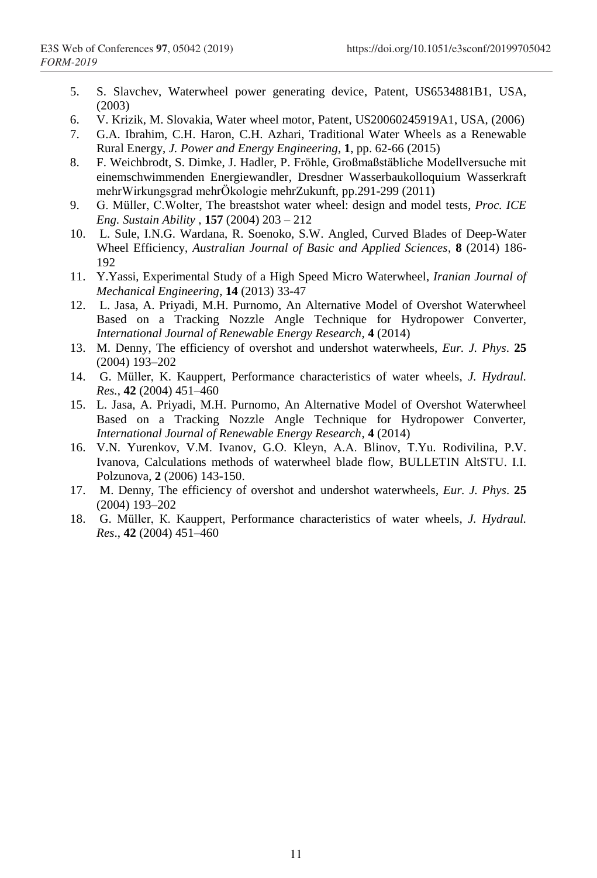5. S. Slavchev, Waterwheel power generating device, Patent, US6534881B1, USA, (2003)
6. V. Krizik, M. Slovakia, Water wheel motor, Patent, US20060245919A1, USA, (2006)
7. G.A. Ibrahim, C.H. Haron, C.H. Azhari, Traditional Water Wheels as a Renewable Rural Energy, *J. Power and Energy Engineering*, **1**, pp. 62-66 (2015)
8. F. Weichbrodt, S. Dimke, J. Hadler, P. Fröhle, Großmaßstäbliche Modellversuche mit einemschwimmenden Energiewandler, Dresdner Wasserbaukolloquium Wasserkraft mehrWirkungsgrad mehrÖkologie mehrZukunft, pp.291-299 (2011)
9. G. Müller, C.Wolter, The breastshot water wheel: design and model tests, *Proc. ICE Eng. Sustain Ability* , **157** (2004) 203 – 212
10. L. Sule, I.N.G. Wardana, R. Soenoko, S.W. Angled, Curved Blades of Deep-Water Wheel Efficiency, *Australian Journal of Basic and Applied Sciences*, **8** (2014) 186-192
11. Y.Yassi, Experimental Study of a High Speed Micro Waterwheel, *Iranian Journal of Mechanical Engineering*, **14** (2013) 33-47
12. L. Jasa, A. Priyadi, M.H. Purnomo, An Alternative Model of Overshot Waterwheel Based on a Tracking Nozzle Angle Technique for Hydropower Converter, *International Journal of Renewable Energy Research*, **4** (2014)
13. M. Denny, The efficiency of overshot and undershot waterwheels, *Eur. J. Phys*. **25** (2004) 193–202
14. G. Müller, K. Kauppert, Performance characteristics of water wheels, *J. Hydraul. Res.*, **42** (2004) 451–460
15. L. Jasa, A. Priyadi, M.H. Purnomo, An Alternative Model of Overshot Waterwheel Based on a Tracking Nozzle Angle Technique for Hydropower Converter, *International Journal of Renewable Energy Research*, **4** (2014)
16. V.N. Yurenkov, V.M. Ivanov, G.O. Kleyn, A.A. Blinov, T.Yu. Rodivilina, P.V. Ivanova, Calculations methods of waterwheel blade flow, BULLETIN AltSTU. I.I. Polzunova, **2** (2006) 143-150.
17. M. Denny, The efficiency of overshot and undershot waterwheels, *Eur. J. Phys*. **25** (2004) 193–202
18. G. Müller, K. Kauppert, Performance characteristics of water wheels, *J. Hydraul. Res*., **42** (2004) 451–460